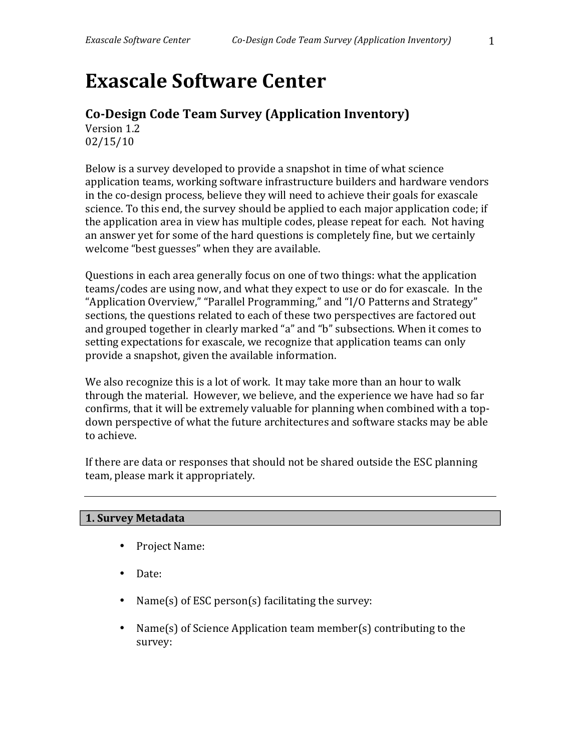# Exascale Software Center

## Co-Design Code Team Survey (Application Inventory)

Version 1.2
02/15/10

Below is a survey developed to provide a snapshot in time of what science application teams, working software infrastructure builders and hardware vendors in the co-design process, believe they will need to achieve their goals for exascale science. To this end, the survey should be applied to each major application code; if the application area in view has multiple codes, please repeat for each. Not having an answer yet for some of the hard questions is completely fine, but we certainly welcome "best guesses" when they are available.

Questions in each area generally focus on one of two things: what the application teams/codes are using now, and what they expect to use or do for exascale. In the "Application Overview," "Parallel Programming," and "I/O Patterns and Strategy" sections, the questions related to each of these two perspectives are factored out and grouped together in clearly marked "a" and "b" subsections. When it comes to setting expectations for exascale, we recognize that application teams can only provide a snapshot, given the available information.

We also recognize this is a lot of work. It may take more than an hour to walk through the material. However, we believe, and the experience we have had so far confirms, that it will be extremely valuable for planning when combined with a top-down perspective of what the future architectures and software stacks may be able to achieve.

If there are data or responses that should not be shared outside the ESC planning team, please mark it appropriately.

---

### 1. Survey Metadata

- Project Name:
- Date:
- Name(s) of ESC person(s) facilitating the survey:
- Name(s) of Science Application team member(s) contributing to the survey: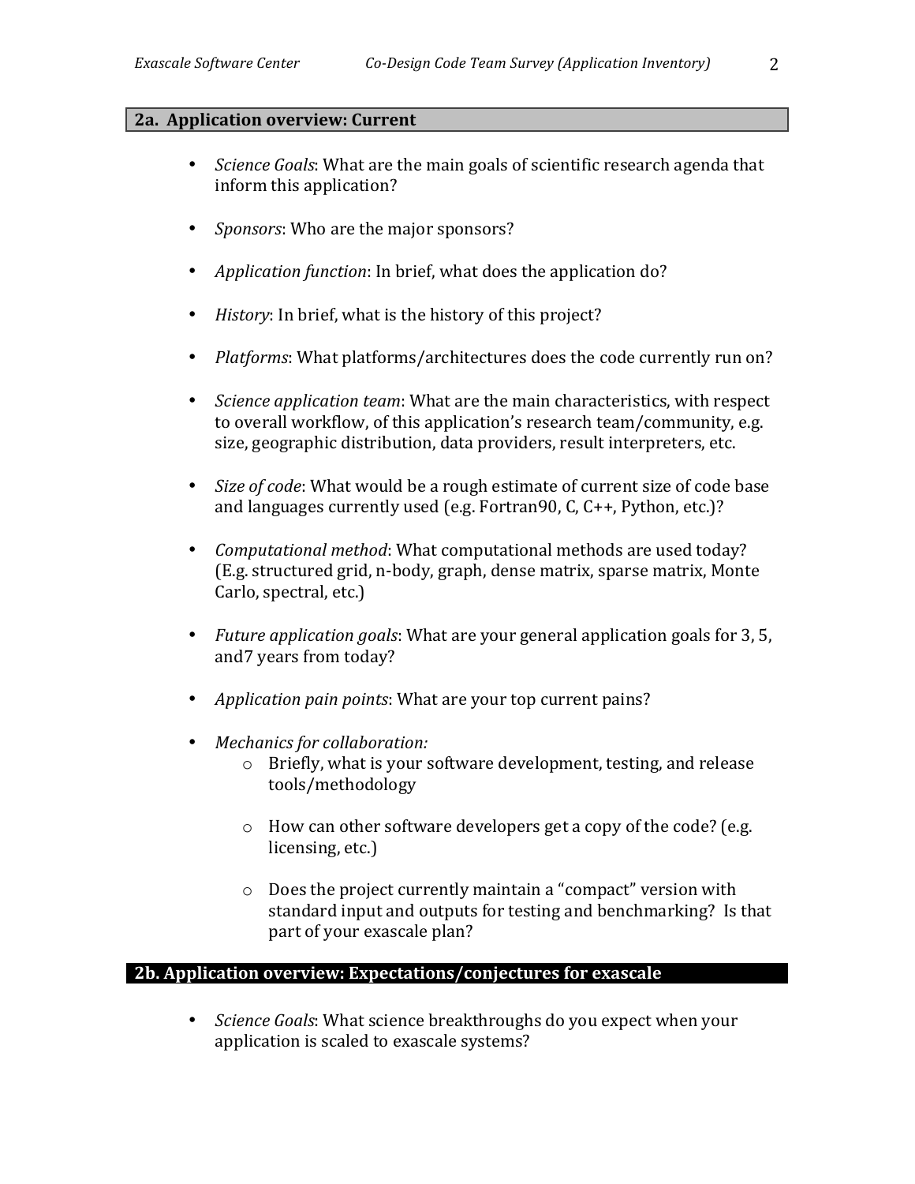## 2a. Application overview: Current

- *Science Goals*: What are the main goals of scientific research agenda that inform this application?

- *Sponsors*: Who are the major sponsors?

- *Application function*: In brief, what does the application do?

- *History*: In brief, what is the history of this project?

- *Platforms*: What platforms/architectures does the code currently run on?

- *Science application team*: What are the main characteristics, with respect to overall workflow, of this application's research team/community, e.g. size, geographic distribution, data providers, result interpreters, etc.

- *Size of code*: What would be a rough estimate of current size of code base and languages currently used (e.g. Fortran90, C, C++, Python, etc.)?

- *Computational method*: What computational methods are used today? (E.g. structured grid, n-body, graph, dense matrix, sparse matrix, Monte Carlo, spectral, etc.)

- *Future application goals*: What are your general application goals for 3, 5, and7 years from today?

- *Application pain points*: What are your top current pains?

- *Mechanics for collaboration:*
  - Briefly, what is your software development, testing, and release tools/methodology
  - How can other software developers get a copy of the code? (e.g. licensing, etc.)
  - Does the project currently maintain a "compact" version with standard input and outputs for testing and benchmarking? Is that part of your exascale plan?

## 2b. Application overview: Expectations/conjectures for exascale

- *Science Goals*: What science breakthroughs do you expect when your application is scaled to exascale systems?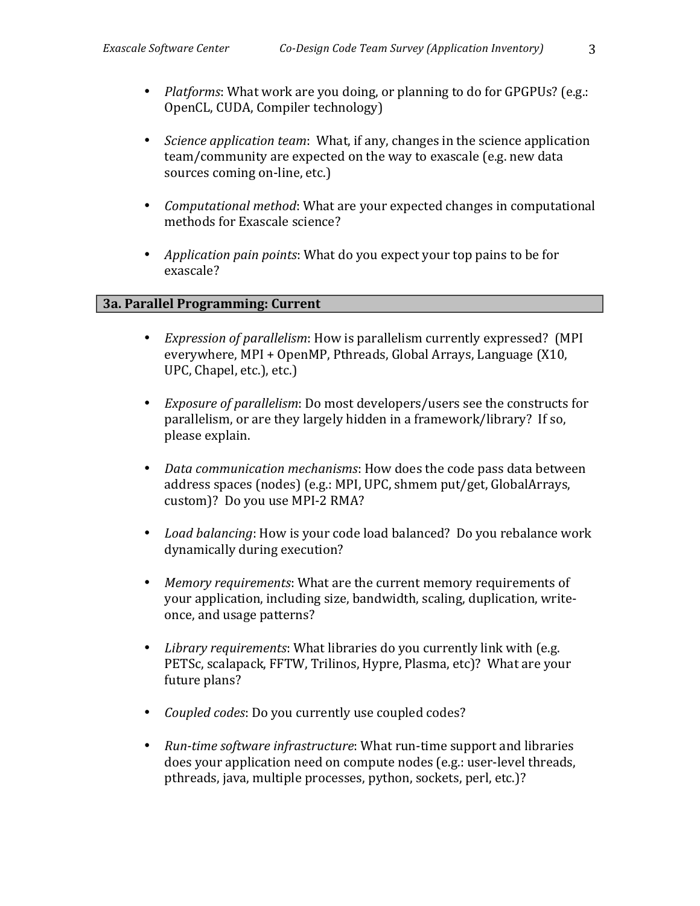- *Platforms*: What work are you doing, or planning to do for GPGPUs? (e.g.: OpenCL, CUDA, Compiler technology)

- *Science application team*: What, if any, changes in the science application team/community are expected on the way to exascale (e.g. new data sources coming on-line, etc.)

- *Computational method*: What are your expected changes in computational methods for Exascale science?

- *Application pain points*: What do you expect your top pains to be for exascale?

## 3a. Parallel Programming: Current

- *Expression of parallelism*: How is parallelism currently expressed? (MPI everywhere, MPI + OpenMP, Pthreads, Global Arrays, Language (X10, UPC, Chapel, etc.), etc.)

- *Exposure of parallelism*: Do most developers/users see the constructs for parallelism, or are they largely hidden in a framework/library? If so, please explain.

- *Data communication mechanisms*: How does the code pass data between address spaces (nodes) (e.g.: MPI, UPC, shmem put/get, GlobalArrays, custom)? Do you use MPI-2 RMA?

- *Load balancing*: How is your code load balanced? Do you rebalance work dynamically during execution?

- *Memory requirements*: What are the current memory requirements of your application, including size, bandwidth, scaling, duplication, write-once, and usage patterns?

- *Library requirements*: What libraries do you currently link with (e.g. PETSc, scalapack, FFTW, Trilinos, Hypre, Plasma, etc)? What are your future plans?

- *Coupled codes*: Do you currently use coupled codes?

- *Run-time software infrastructure*: What run-time support and libraries does your application need on compute nodes (e.g.: user-level threads, pthreads, java, multiple processes, python, sockets, perl, etc.)?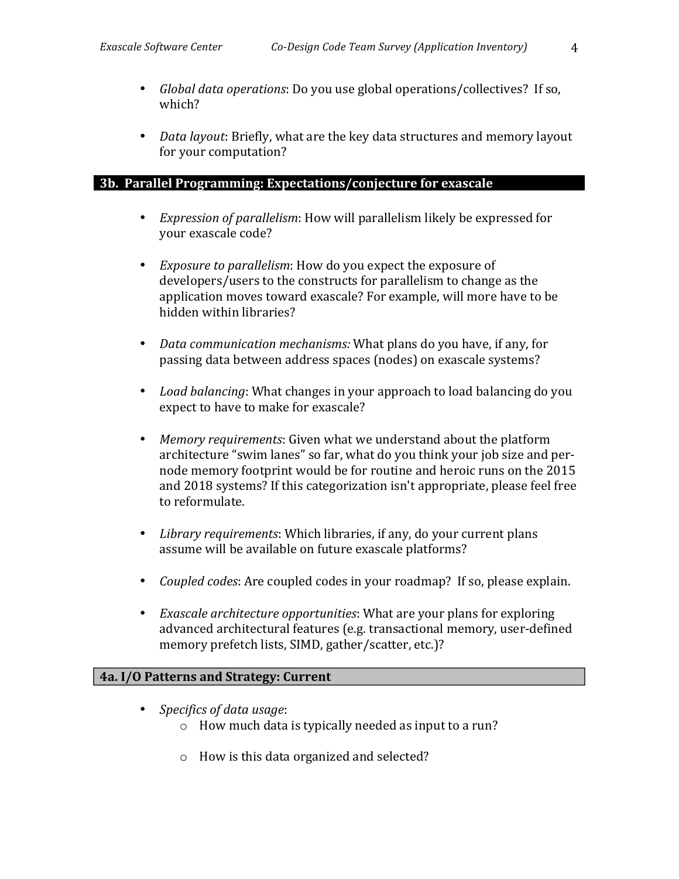- *Global data operations*: Do you use global operations/collectives? If so, which?

- *Data layout*: Briefly, what are the key data structures and memory layout for your computation?

## 3b. Parallel Programming: Expectations/conjecture for exascale

- *Expression of parallelism*: How will parallelism likely be expressed for your exascale code?

- *Exposure to parallelism*: How do you expect the exposure of developers/users to the constructs for parallelism to change as the application moves toward exascale? For example, will more have to be hidden within libraries?

- *Data communication mechanisms:* What plans do you have, if any, for passing data between address spaces (nodes) on exascale systems?

- *Load balancing*: What changes in your approach to load balancing do you expect to have to make for exascale?

- *Memory requirements*: Given what we understand about the platform architecture "swim lanes" so far, what do you think your job size and per-node memory footprint would be for routine and heroic runs on the 2015 and 2018 systems? If this categorization isn't appropriate, please feel free to reformulate.

- *Library requirements*: Which libraries, if any, do your current plans assume will be available on future exascale platforms?

- *Coupled codes*: Are coupled codes in your roadmap? If so, please explain.

- *Exascale architecture opportunities*: What are your plans for exploring advanced architectural features (e.g. transactional memory, user-defined memory prefetch lists, SIMD, gather/scatter, etc.)?

## 4a. I/O Patterns and Strategy: Current

- *Specifics of data usage*:
  - How much data is typically needed as input to a run?

  - How is this data organized and selected?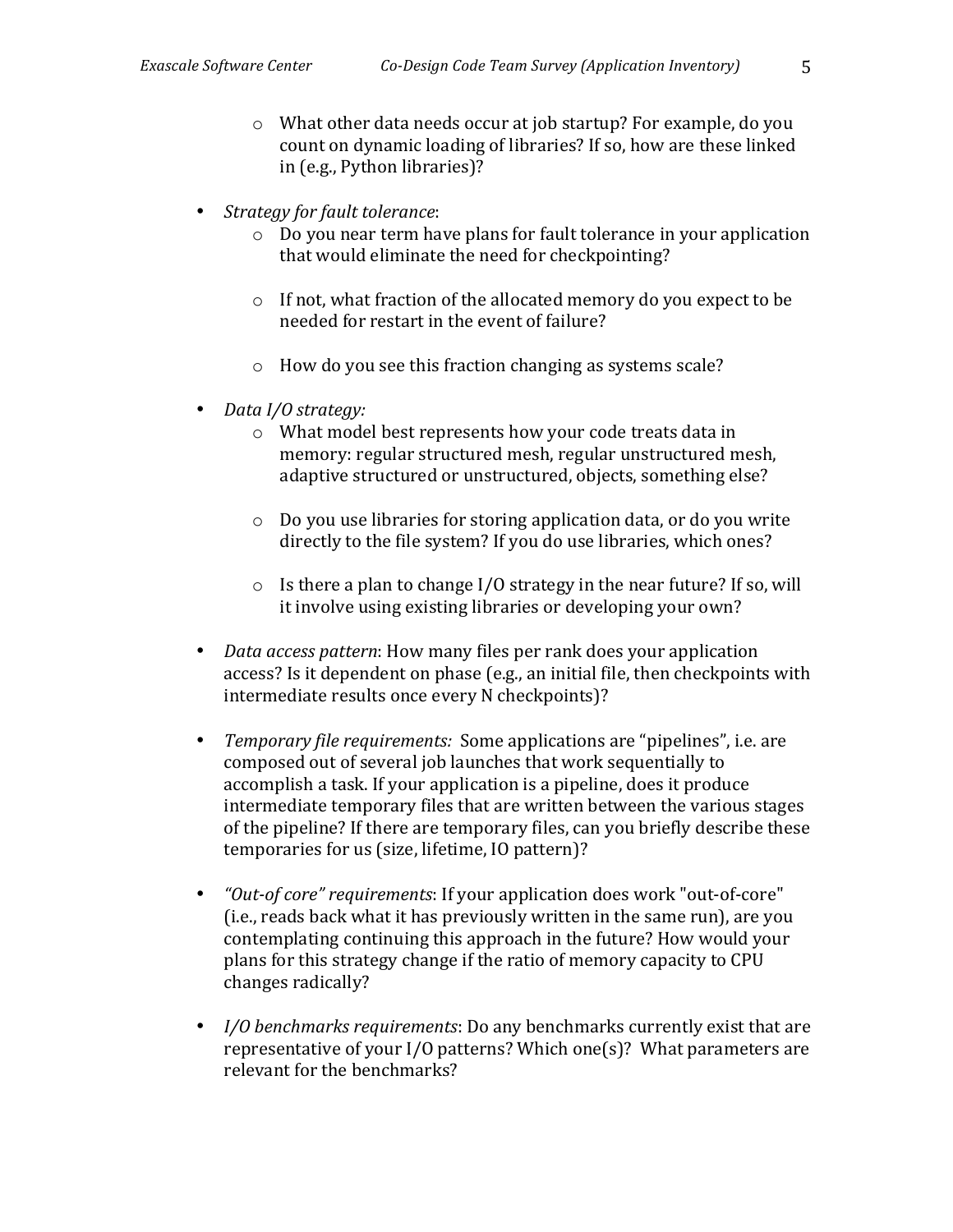- What other data needs occur at job startup? For example, do you count on dynamic loading of libraries? If so, how are these linked in (e.g., Python libraries)?

- *Strategy for fault tolerance*:
  - Do you near term have plans for fault tolerance in your application that would eliminate the need for checkpointing?

  - If not, what fraction of the allocated memory do you expect to be needed for restart in the event of failure?

  - How do you see this fraction changing as systems scale?

- *Data I/O strategy:*
  - What model best represents how your code treats data in memory: regular structured mesh, regular unstructured mesh, adaptive structured or unstructured, objects, something else?

  - Do you use libraries for storing application data, or do you write directly to the file system? If you do use libraries, which ones?

  - Is there a plan to change I/O strategy in the near future? If so, will it involve using existing libraries or developing your own?

- *Data access pattern*: How many files per rank does your application access? Is it dependent on phase (e.g., an initial file, then checkpoints with intermediate results once every N checkpoints)?

- *Temporary file requirements:* Some applications are "pipelines", i.e. are composed out of several job launches that work sequentially to accomplish a task. If your application is a pipeline, does it produce intermediate temporary files that are written between the various stages of the pipeline? If there are temporary files, can you briefly describe these temporaries for us (size, lifetime, IO pattern)?

- *"Out-of core" requirements*: If your application does work "out-of-core" (i.e., reads back what it has previously written in the same run), are you contemplating continuing this approach in the future? How would your plans for this strategy change if the ratio of memory capacity to CPU changes radically?

- *I/O benchmarks requirements*: Do any benchmarks currently exist that are representative of your I/O patterns? Which one(s)? What parameters are relevant for the benchmarks?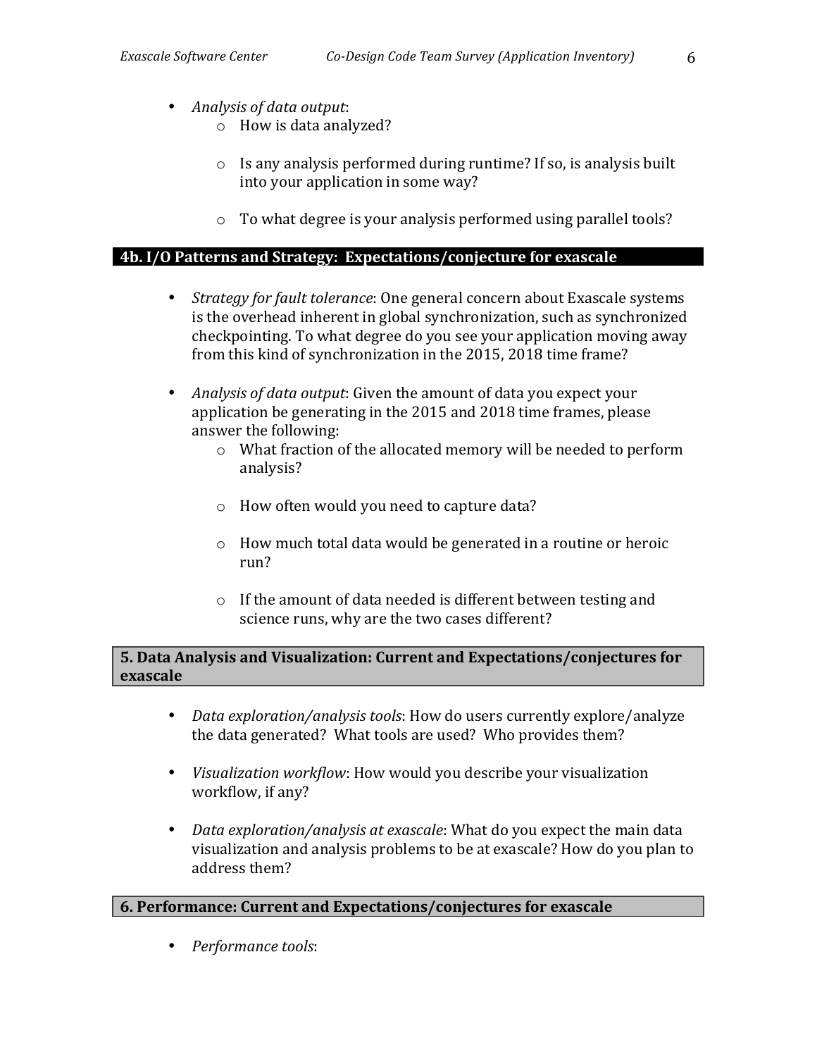- *Analysis of data output*:
    - How is data analyzed?

    - Is any analysis performed during runtime? If so, is analysis built into your application in some way?

    - To what degree is your analysis performed using parallel tools?

## 4b. I/O Patterns and Strategy: Expectations/conjecture for exascale

- *Strategy for fault tolerance*: One general concern about Exascale systems is the overhead inherent in global synchronization, such as synchronized checkpointing. To what degree do you see your application moving away from this kind of synchronization in the 2015, 2018 time frame?

- *Analysis of data output*: Given the amount of data you expect your application be generating in the 2015 and 2018 time frames, please answer the following:
    - What fraction of the allocated memory will be needed to perform analysis?

    - How often would you need to capture data?

    - How much total data would be generated in a routine or heroic run?

    - If the amount of data needed is different between testing and science runs, why are the two cases different?

## 5. Data Analysis and Visualization: Current and Expectations/conjectures for exascale

- *Data exploration/analysis tools*: How do users currently explore/analyze the data generated? What tools are used? Who provides them?

- *Visualization workflow*: How would you describe your visualization workflow, if any?

- *Data exploration/analysis at exascale*: What do you expect the main data visualization and analysis problems to be at exascale? How do you plan to address them?

## 6. Performance: Current and Expectations/conjectures for exascale

- *Performance tools*: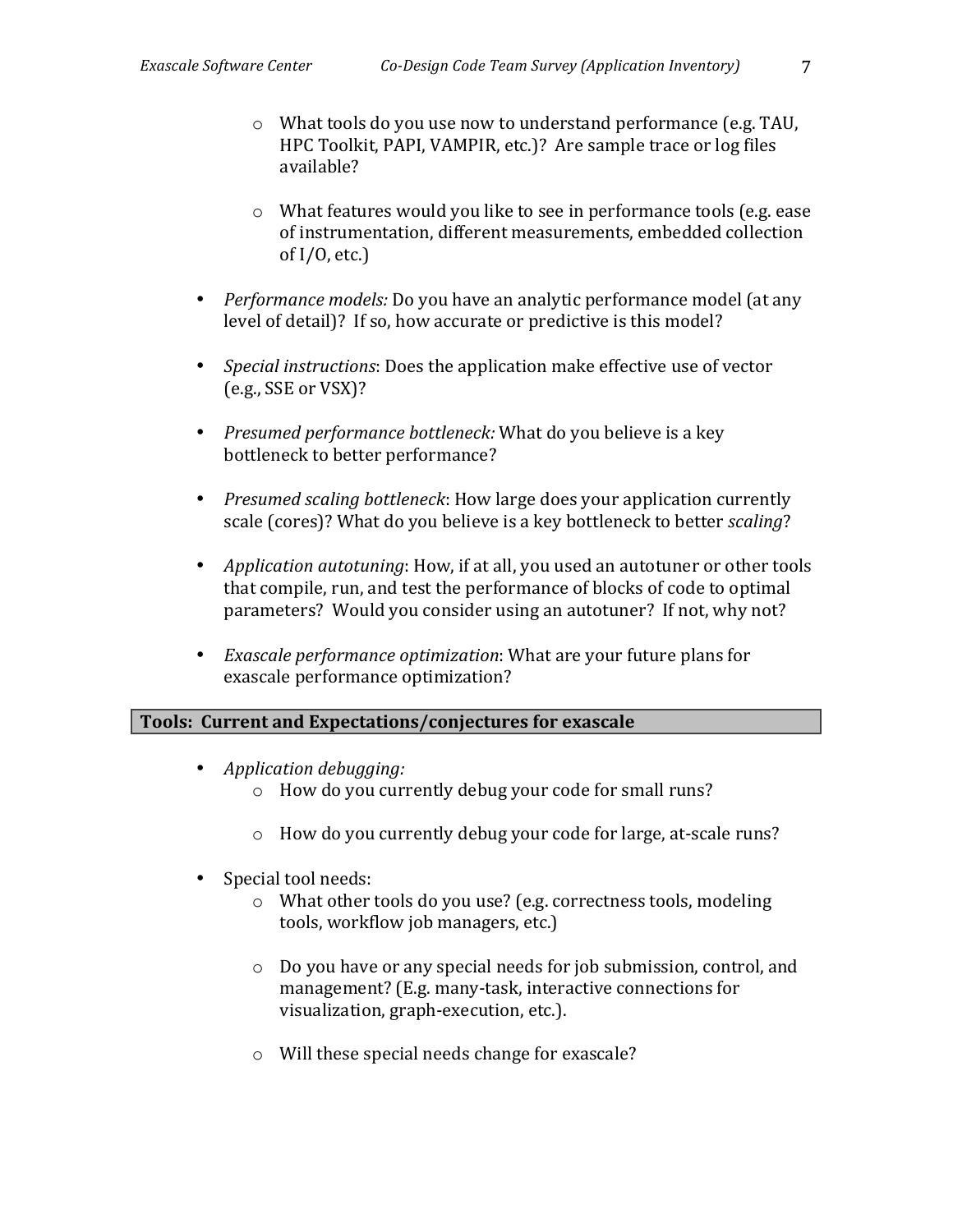- What tools do you use now to understand performance (e.g. TAU, HPC Toolkit, PAPI, VAMPIR, etc.)? Are sample trace or log files available?

    - What features would you like to see in performance tools (e.g. ease of instrumentation, different measurements, embedded collection of I/O, etc.)

- *Performance models:* Do you have an analytic performance model (at any level of detail)? If so, how accurate or predictive is this model?

- *Special instructions*: Does the application make effective use of vector (e.g., SSE or VSX)?

- *Presumed performance bottleneck:* What do you believe is a key bottleneck to better performance?

- *Presumed scaling bottleneck*: How large does your application currently scale (cores)? What do you believe is a key bottleneck to better *scaling*?

- *Application autotuning*: How, if at all, you used an autotuner or other tools that compile, run, and test the performance of blocks of code to optimal parameters? Would you consider using an autotuner? If not, why not?

- *Exascale performance optimization*: What are your future plans for exascale performance optimization?

**Tools: Current and Expectations/conjectures for exascale**

- *Application debugging:*
    - How do you currently debug your code for small runs?

    - How do you currently debug your code for large, at-scale runs?

- Special tool needs:
    - What other tools do you use? (e.g. correctness tools, modeling tools, workflow job managers, etc.)

    - Do you have or any special needs for job submission, control, and management? (E.g. many-task, interactive connections for visualization, graph-execution, etc.).

    - Will these special needs change for exascale?